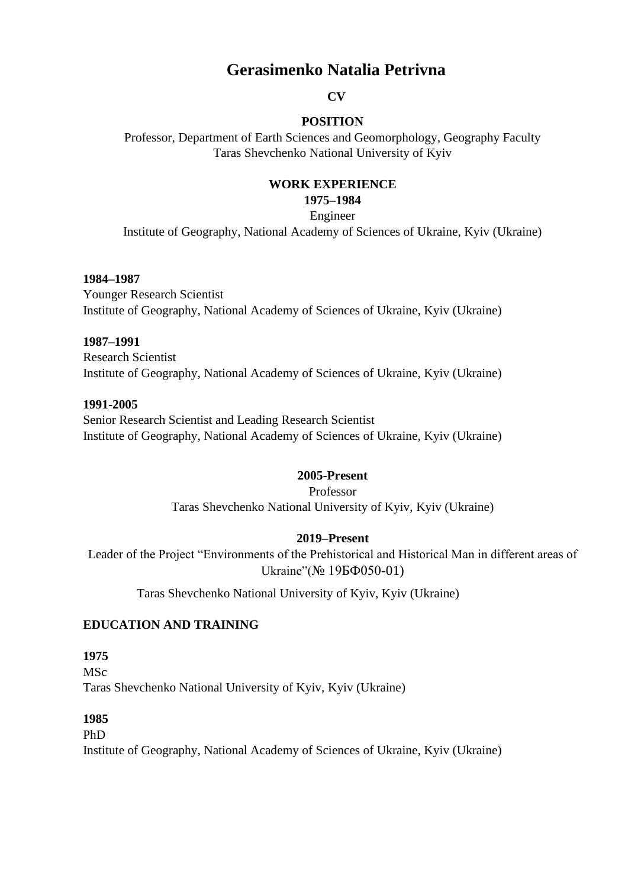# Gerasimenko Natalia Petrivna

**CV**

**POSITION**

Professor, Department of Earth Sciences and Geomorphology, Geography Faculty
Taras Shevchenko National University of Kyiv

**WORK EXPERIENCE**

**1975–1984**
Engineer
Institute of Geography, National Academy of Sciences of Ukraine, Kyiv (Ukraine)

**1984–1987**
Younger Research Scientist
Institute of Geography, National Academy of Sciences of Ukraine, Kyiv (Ukraine)

**1987–1991**
Research Scientist
Institute of Geography, National Academy of Sciences of Ukraine, Kyiv (Ukraine)

**1991-2005**
Senior Research Scientist and Leading Research Scientist
Institute of Geography, National Academy of Sciences of Ukraine, Kyiv (Ukraine)

**2005-Present**
Professor
Taras Shevchenko National University of Kyiv, Kyiv (Ukraine)

**2019–Present**
Leader of the Project "Environments of the Prehistorical and Historical Man in different areas of Ukraine"(№ 19БФ050-01)

Taras Shevchenko National University of Kyiv, Kyiv (Ukraine)

**EDUCATION AND TRAINING**

**1975**
MSc
Taras Shevchenko National University of Kyiv, Kyiv (Ukraine)

**1985**
PhD
Institute of Geography, National Academy of Sciences of Ukraine, Kyiv (Ukraine)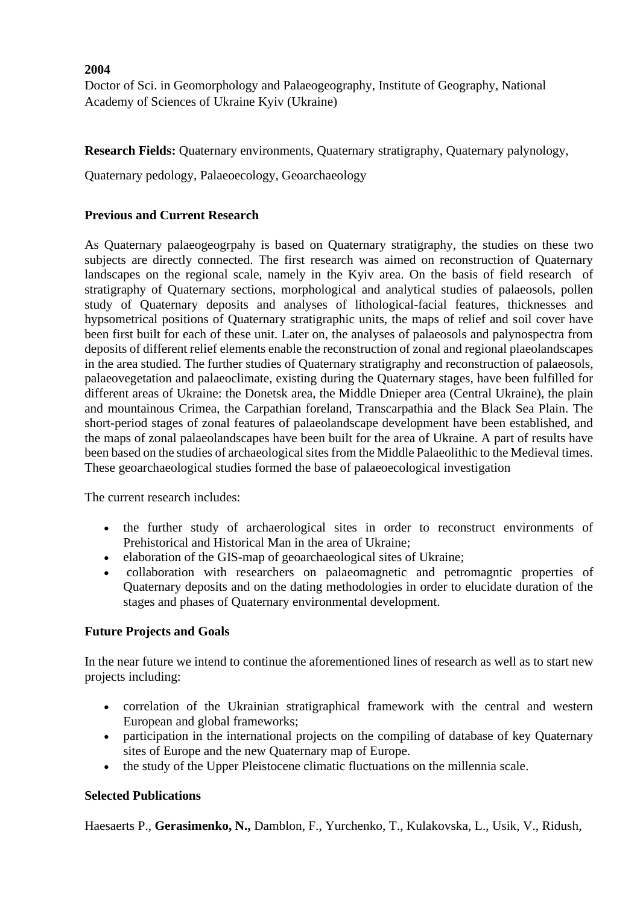**2004**
Doctor of Sci. in Geomorphology and Palaeogeography, Institute of Geography, National Academy of Sciences of Ukraine Kyiv (Ukraine)

**Research Fields:** Quaternary environments, Quaternary stratigraphy, Quaternary palynology,

Quaternary pedology, Palaeoecology, Geoarchaeology

**Previous and Current Research**

As Quaternary palaeogeogrpahy is based on Quaternary stratigraphy, the studies on these two subjects are directly connected. The first research was aimed on reconstruction of Quaternary landscapes on the regional scale, namely in the Kyiv area. On the basis of field research of stratigraphy of Quaternary sections, morphological and analytical studies of palaeosols, pollen study of Quaternary deposits and analyses of lithological-facial features, thicknesses and hypsometrical positions of Quaternary stratigraphic units, the maps of relief and soil cover have been first built for each of these unit. Later on, the analyses of palaeosols and palynospectra from deposits of different relief elements enable the reconstruction of zonal and regional plaeolandscapes in the area studied. The further studies of Quaternary stratigraphy and reconstruction of palaeosols, palaeovegetation and palaeoclimate, existing during the Quaternary stages, have been fulfilled for different areas of Ukraine: the Donetsk area, the Middle Dnieper area (Central Ukraine), the plain and mountainous Crimea, the Carpathian foreland, Transcarpathia and the Black Sea Plain. The short-period stages of zonal features of palaeolandscape development have been established, and the maps of zonal palaeolandscapes have been built for the area of Ukraine. A part of results have been based on the studies of archaeological sites from the Middle Palaeolithic to the Medieval times. These geoarchaeological studies formed the base of palaeoecological investigation

The current research includes:

- the further study of archaerological sites in order to reconstruct environments of Prehistorical and Historical Man in the area of Ukraine;
- elaboration of the GIS-map of geoarchaeological sites of Ukraine;
- collaboration with researchers on palaeomagnetic and petromagntic properties of Quaternary deposits and on the dating methodologies in order to elucidate duration of the stages and phases of Quaternary environmental development.

**Future Projects and Goals**

In the near future we intend to continue the aforementioned lines of research as well as to start new projects including:

- correlation of the Ukrainian stratigraphical framework with the central and western European and global frameworks;
- participation in the international projects on the compiling of database of key Quaternary sites of Europe and the new Quaternary map of Europe.
- the study of the Upper Pleistocene climatic fluctuations on the millennia scale.

**Selected Publications**

Haesaerts P., **Gerasimenko, N.,** Damblon, F., Yurchenko, T., Kulakovska, L., Usik, V., Ridush,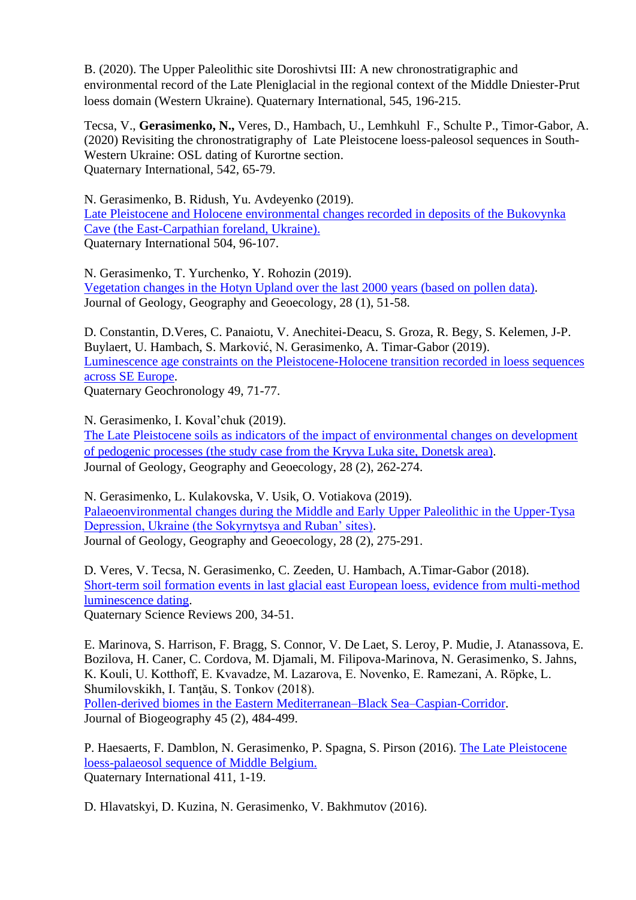B. (2020). The Upper Paleolithic site Doroshivtsi III: A new chronostratigraphic and environmental record of the Late Pleniglacial in the regional context of the Middle Dniester-Prut loess domain (Western Ukraine). Quaternary International, 545, 196-215.

Tecsa, V., **Gerasimenko, N.,** Veres, D., Hambach, U., Lemhkuhl F., Schulte P., Timor-Gabor, A. (2020) Revisiting the chronostratigraphy of Late Pleistocene loess-paleosol sequences in South-Western Ukraine: OSL dating of Kurortne section.
Quaternary International, 542, 65-79.

N. Gerasimenko, B. Ridush, Yu. Avdeyenko (2019).
Late Pleistocene and Holocene environmental changes recorded in deposits of the Bukovynka Cave (the East-Carpathian foreland, Ukraine).
Quaternary International 504, 96-107.

N. Gerasimenko, T. Yurchenko, Y. Rohozin (2019).
Vegetation changes in the Hotyn Upland over the last 2000 years (based on pollen data).
Journal of Geology, Geography and Geoecology, 28 (1), 51-58.

D. Constantin, D.Veres, C. Panaiotu, V. Anechitei-Deacu, S. Groza, R. Begy, S. Kelemen, J-P. Buylaert, U. Hambach, S. Marković, N. Gerasimenko, A. Timar-Gabor (2019).
Luminescence age constraints on the Pleistocene-Holocene transition recorded in loess sequences across SE Europe.
Quaternary Geochronology 49, 71-77.

N. Gerasimenko, I. Koval'chuk (2019).
The Late Pleistocene soils as indicators of the impact of environmental changes on development of pedogenic processes (the study case from the Kryva Luka site, Donetsk area).
Journal of Geology, Geography and Geoecology, 28 (2), 262-274.

N. Gerasimenko, L. Kulakovska, V. Usik, O. Votiakova (2019).
Palaeoenvironmental changes during the Middle and Early Upper Paleolithic in the Upper-Tysa Depression, Ukraine (the Sokyrnytsya and Ruban' sites).
Journal of Geology, Geography and Geoecology, 28 (2), 275-291.

D. Veres, V. Tecsa, N. Gerasimenko, C. Zeeden, U. Hambach, A.Timar-Gabor (2018).
Short-term soil formation events in last glacial east European loess, evidence from multi-method luminescence dating.
Quaternary Science Reviews 200, 34-51.

E. Marinova, S. Harrison, F. Bragg, S. Connor, V. De Laet, S. Leroy, P. Mudie, J. Atanassova, E. Bozilova, H. Caner, C. Cordova, M. Djamali, M. Filipova-Marinova, N. Gerasimenko, S. Jahns, K. Kouli, U. Kotthoff, E. Kvavadze, M. Lazarova, E. Novenko, E. Ramezani, A. Röpke, L. Shumilovskikh, I. Tanţău, S. Tonkov (2018).
Pollen-derived biomes in the Eastern Mediterranean–Black Sea–Caspian-Corridor.
Journal of Biogeography 45 (2), 484-499.

P. Haesaerts, F. Damblon, N. Gerasimenko, P. Spagna, S. Pirson (2016). The Late Pleistocene loess-palaeosol sequence of Middle Belgium.
Quaternary International 411, 1-19.

D. Hlavatskyi, D. Kuzina, N. Gerasimenko, V. Bakhmutov (2016).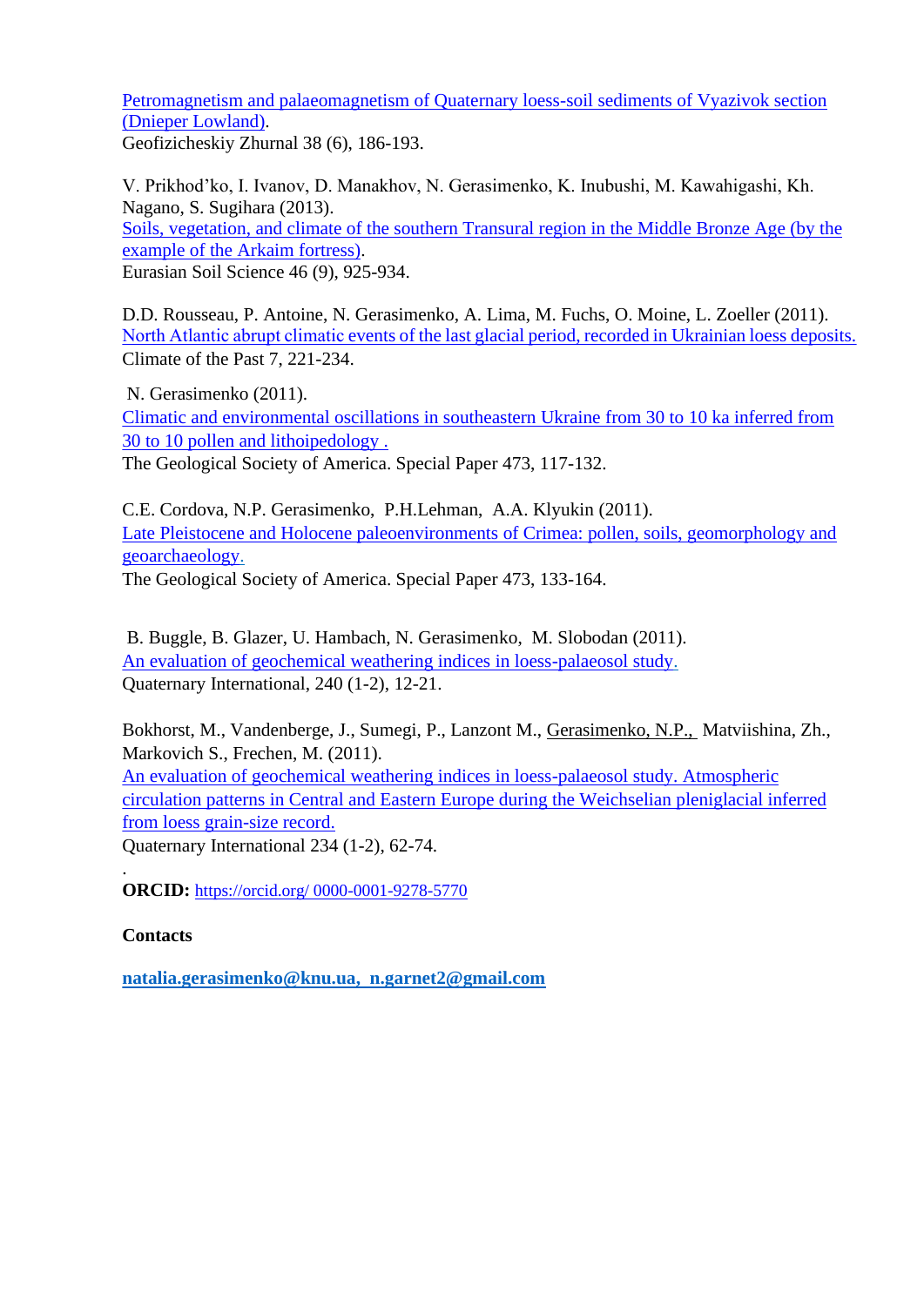Petromagnetism and palaeomagnetism of Quaternary loess-soil sediments of Vyazivok section (Dnieper Lowland).
Geofizicheskiy Zhurnal 38 (6), 186-193.

V. Prikhod'ko, I. Ivanov, D. Manakhov, N. Gerasimenko, K. Inubushi, M. Kawahigashi, Kh. Nagano, S. Sugihara (2013).
Soils, vegetation, and climate of the southern Transural region in the Middle Bronze Age (by the example of the Arkaim fortress).
Eurasian Soil Science 46 (9), 925-934.

D.D. Rousseau, P. Antoine, N. Gerasimenko, A. Lima, M. Fuchs, O. Moine, L. Zoeller (2011).
North Atlantic abrupt climatic events of the last glacial period, recorded in Ukrainian loess deposits.
Climate of the Past 7, 221-234.

N. Gerasimenko (2011).
Climatic and environmental oscillations in southeastern Ukraine from 30 to 10 ka inferred from 30 to 10 pollen and lithopedology .
The Geological Society of America. Special Paper 473, 117-132.

C.E. Cordova, N.P. Gerasimenko, P.H.Lehman, A.A. Klyukin (2011).
Late Pleistocene and Holocene paleoenvironments of Crimea: pollen, soils, geomorphology and geoarchaeology.
The Geological Society of America. Special Paper 473, 133-164.

B. Buggle, B. Glazer, U. Hambach, N. Gerasimenko, M. Slobodan (2011).
An evaluation of geochemical weathering indices in loess-palaeosol study.
Quaternary International, 240 (1-2), 12-21.

Bokhorst, M., Vandenberge, J., Sumegi, P., Lanzont M., Gerasimenko, N.P., Matviishina, Zh., Markovich S., Frechen, M. (2011).
An evaluation of geochemical weathering indices in loess-palaeosol study. Atmospheric circulation patterns in Central and Eastern Europe during the Weichselian pleniglacial inferred from loess grain-size record.
Quaternary International 234 (1-2), 62-74.

.

**ORCID:** https://orcid.org/ 0000-0001-9278-5770

**Contacts**

**natalia.gerasimenko@knu.ua, n.garnet2@gmail.com**